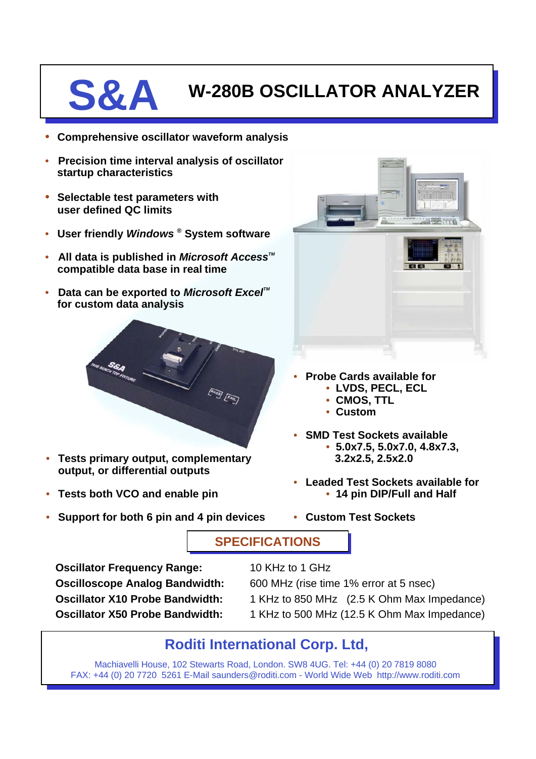# S&A W-280B OSCILLATOR ANALYZER

- **Comprehensive oscillator waveform analysis**
- **Precision time interval analysis of oscillator startup characteristics**
- **Selectable test parameters with user defined QC limits**
- **User friendly *Windows* ® System software**
- **All data is published in *Microsoft Access*™ compatible data base in real time**
- **Data can be exported to *Microsoft Excel*™ for custom data analysis**
- **Tests primary output, complementary output, or differential outputs**
- **Tests both VCO and enable pin**
- **Support for both 6 pin and 4 pin devices**

- **Probe Cards available for**
  - **LVDS, PECL, ECL**
  - **CMOS, TTL**
  - **Custom**
- **SMD Test Sockets available**
  - **5.0x7.5, 5.0x7.0, 4.8x7.3, 3.2x2.5, 2.5x2.0**
- **Leaded Test Sockets available for**
  - **14 pin DIP/Full and Half**
- **Custom Test Sockets**

## SPECIFICATIONS

| | |
|---|---|
| **Oscillator Frequency Range:** | 10 KHz to 1 GHz |
| **Oscilloscope Analog Bandwidth:** | 600 MHz (rise time 1% error at 5 nsec) |
| **Oscillator X10 Probe Bandwidth:** | 1 KHz to 850 MHz (2.5 K Ohm Max Impedance) |
| **Oscillator X50 Probe Bandwidth:** | 1 KHz to 500 MHz (12.5 K Ohm Max Impedance) |

## Roditi International Corp. Ltd,

Machiavelli House, 102 Stewarts Road, London. SW8 4UG. Tel: +44 (0) 20 7819 8080
FAX: +44 (0) 20 7720 5261 E-Mail saunders@roditi.com - World Wide Web http://www.roditi.com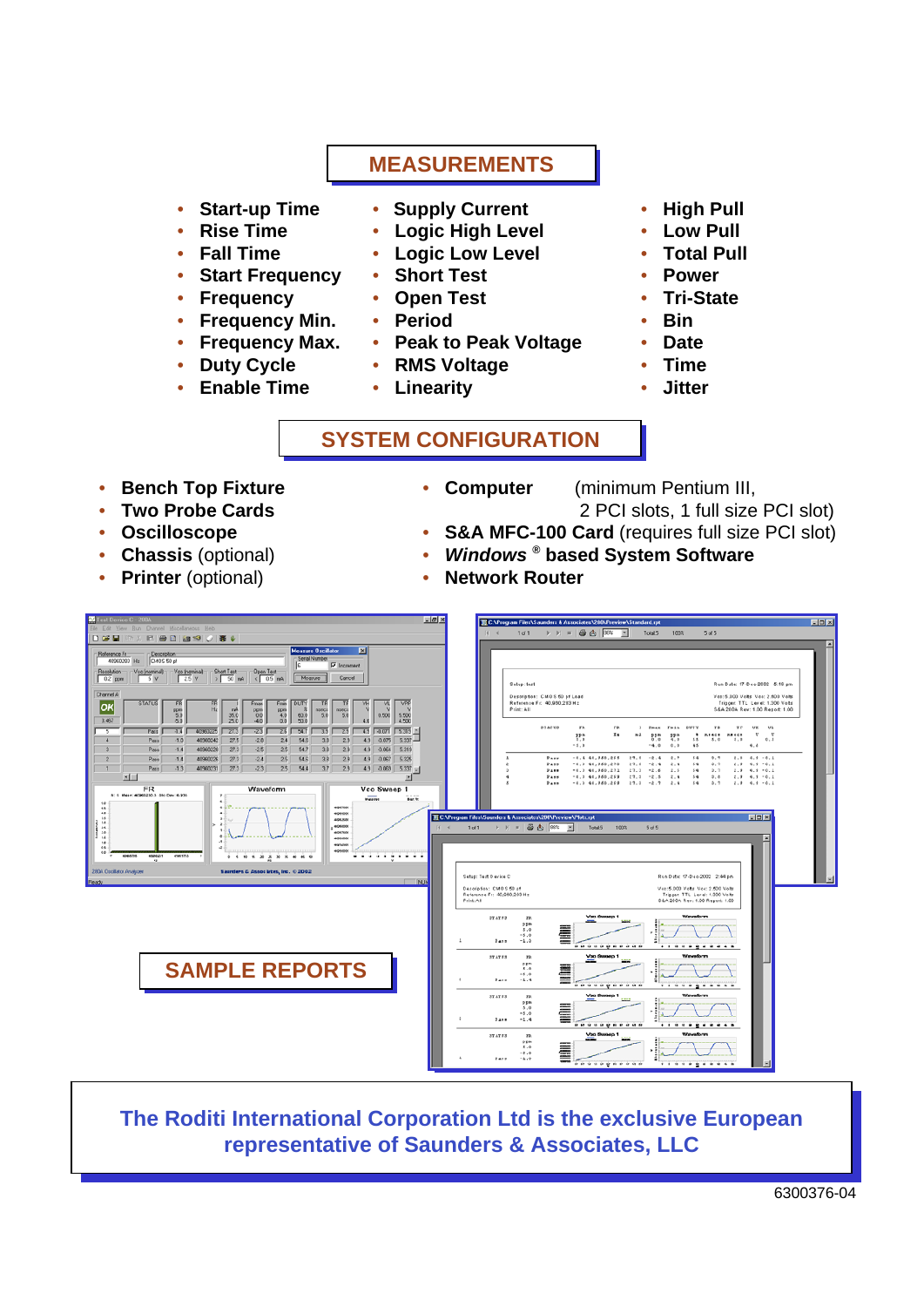## MEASUREMENTS

- Start-up Time
- Rise Time
- Fall Time
- Start Frequency
- Frequency
- Frequency Min.
- Frequency Max.
- Duty Cycle
- Enable Time
- Supply Current
- Logic High Level
- Logic Low Level
- Short Test
- Open Test
- Period
- Peak to Peak Voltage
- RMS Voltage
- Linearity
- High Pull
- Low Pull
- Total Pull
- Power
- Tri-State
- Bin
- Date
- Time
- Jitter

## SYSTEM CONFIGURATION

- **Bench Top Fixture**
- **Two Probe Cards**
- **Oscilloscope**
- **Chassis** (optional)
- **Printer** (optional)
- **Computer** (minimum Pentium III, 2 PCI slots, 1 full size PCI slot)
- **S&A MFC-100 Card** (requires full size PCI slot)
- ***Windows*® based System Software**
- **Network Router**

## SAMPLE REPORTS

**The Roditi International Corporation Ltd is the exclusive European representative of Saunders & Associates, LLC**

6300376-04